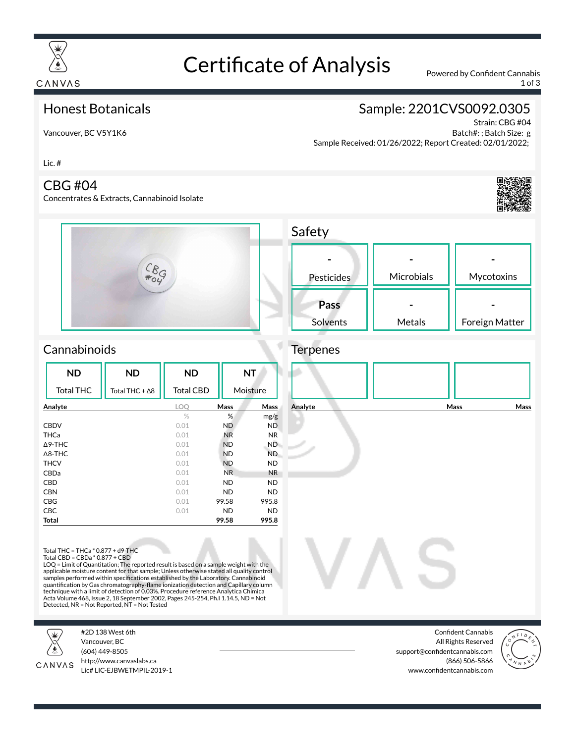# Certificate of Analysis

Powered by Confident Cannabis

## Honest Botanicals

Vancouver, BC V5Y1K6

Lic. #

## Sample: 2201CVS0092.0305

Strain: CBG #04
Batch#: ; Batch Size: g
Sample Received: 01/26/2022; Report Created: 02/01/2022;

## CBG #04

Concentrates & Extracts, Cannabinoid Isolate

## Safety

| Pesticides | Microbials | Mycotoxins |
|---|---|---|
| - | - | - |

| Solvents | Metals | Foreign Matter |
|---|---|---|
| **Pass** | - | - |

## Cannabinoids

| Total THC | Total THC + Δ8 | Total CBD | Moisture |
|---|---|---|---|
| **ND** | **ND** | **ND** | **NT** |

| Analyte | LOQ | Mass | Mass |
|---|---|---|---|
| | % | % | mg/g |
| CBDV | 0.01 | ND | ND |
| THCa | 0.01 | NR | NR |
| Δ9-THC | 0.01 | ND | ND |
| Δ8-THC | 0.01 | ND | ND |
| THCV | 0.01 | ND | ND |
| CBDa | 0.01 | NR | NR |
| CBD | 0.01 | ND | ND |
| CBN | 0.01 | ND | ND |
| CBG | 0.01 | 99.58 | 995.8 |
| CBC | 0.01 | ND | ND |
| **Total** | | **99.58** | **995.8** |

Total THC = THCa * 0.877 + d9-THC
Total CBD = CBDa * 0.877 + CBD
LOQ = Limit of Quantitation; The reported result is based on a sample weight with the applicable moisture content for that sample; Unless otherwise stated all quality control samples performed within specifications established by the Laboratory. Cannabinoid quantification by Gas chromatography-flame ionization detection and Capillary column technique with a limit of detection of 0.03%. Procedure reference Analytica Chimica Acta Volume 468, Issue 2, 18 September 2002, Pages 245-254, Ph.I 1.14.5, ND = Not Detected, NR = Not Reported, NT = Not Tested

## Terpenes

| Analyte | Mass | Mass |
|---|---|---|

CANVAS
#2D 138 West 6th
Vancouver, BC
(604) 449-8505
http://www.canvaslabs.ca
Lic# LIC-EJBWETMPIL-2019-1

Confident Cannabis
All Rights Reserved
support@confidentcannabis.com
(866) 506-5866
www.confidentcannabis.com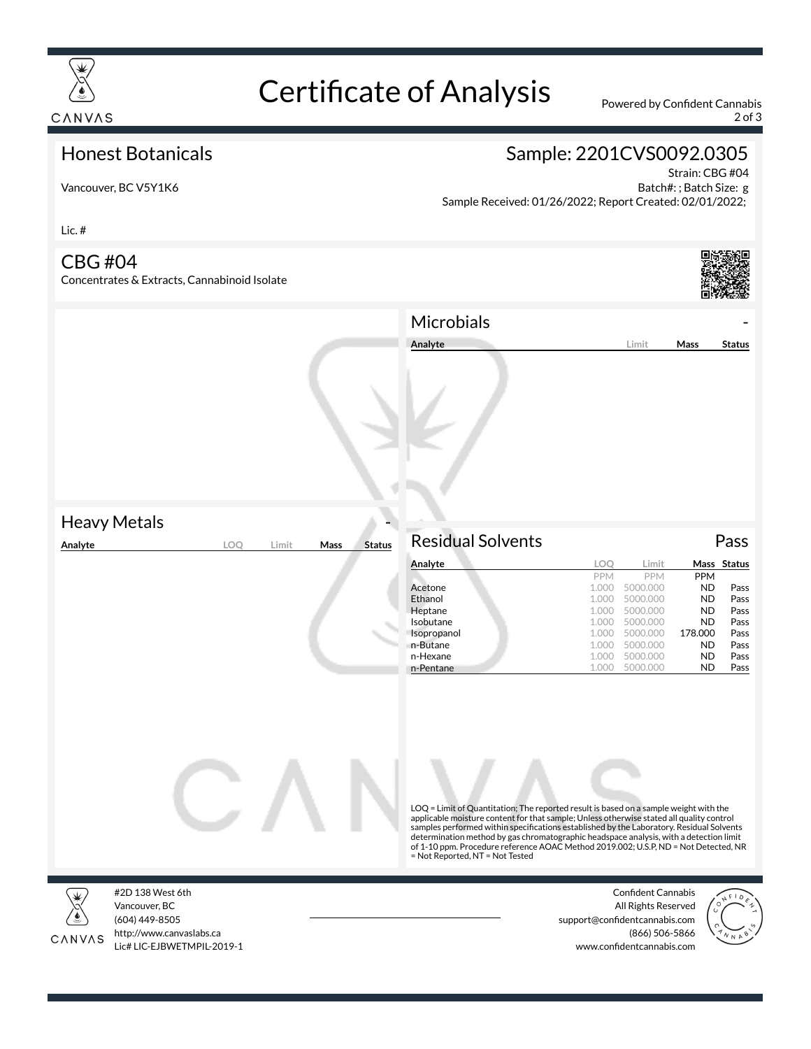# Certificate of Analysis

Powered by Confident Cannabis

## Honest Botanicals

Vancouver, BC V5Y1K6

Lic. #

## Sample: 2201CVS0092.0305

Strain: CBG #04

Batch#: ; Batch Size: g

Sample Received: 01/26/2022; Report Created: 02/01/2022;

## CBG #04

Concentrates & Extracts, Cannabinoid Isolate

### Microbials -

| Analyte | Limit | Mass | Status |
|---|---|---|---|

### Heavy Metals -

| Analyte | LOQ | Limit | Mass | Status |
|---|---|---|---|---|

### Residual Solvents Pass

| Analyte | LOQ | Limit | Mass | Status |
|---|---|---|---|---|
| | PPM | PPM | PPM | |
| Acetone | 1.000 | 5000.000 | ND | Pass |
| Ethanol | 1.000 | 5000.000 | ND | Pass |
| Heptane | 1.000 | 5000.000 | ND | Pass |
| Isobutane | 1.000 | 5000.000 | ND | Pass |
| Isopropanol | 1.000 | 5000.000 | 178.000 | Pass |
| n-Butane | 1.000 | 5000.000 | ND | Pass |
| n-Hexane | 1.000 | 5000.000 | ND | Pass |
| n-Pentane | 1.000 | 5000.000 | ND | Pass |

LOQ = Limit of Quantitation; The reported result is based on a sample weight with the applicable moisture content for that sample; Unless otherwise stated all quality control samples performed within specifications established by the Laboratory. Residual Solvents determination method by gas chromatographic headspace analysis, with a detection limit of 1-10 ppm. Procedure reference AOAC Method 2019.002; U.S.P, ND = Not Detected, NR = Not Reported, NT = Not Tested

CANVAS
#2D 138 West 6th
Vancouver, BC
(604) 449-8505
http://www.canvaslabs.ca
Lic# LIC-EJBWETMPIL-2019-1

Confident Cannabis
All Rights Reserved
support@confidentcannabis.com
(866) 506-5866
www.confidentcannabis.com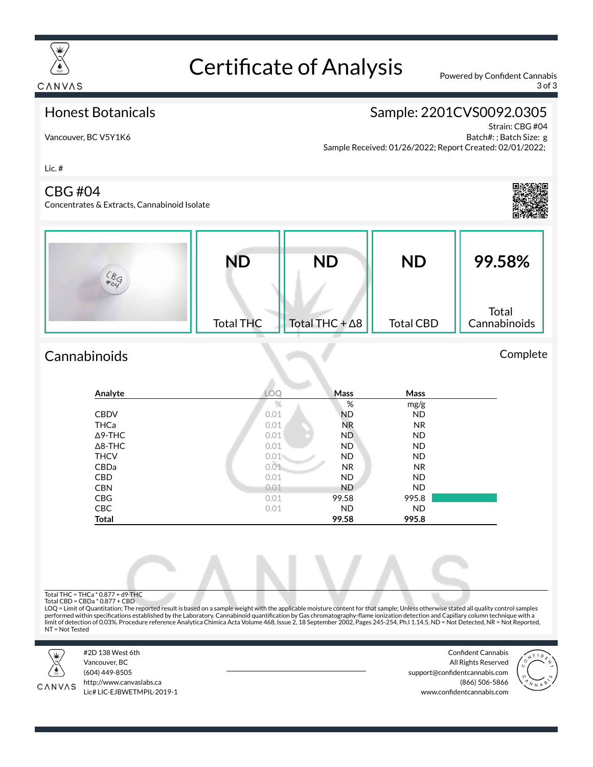# Certificate of Analysis

Powered by Confident Cannabis

## Honest Botanicals

Vancouver, BC V5Y1K6

Lic. #

## Sample: 2201CVS0092.0305

Strain: CBG #04

Batch#: ; Batch Size: g

Sample Received: 01/26/2022; Report Created: 02/01/2022;

## CBG #04

Concentrates & Extracts, Cannabinoid Isolate

| ND | ND | ND | 99.58% |
|---|---|---|---|
| Total THC | Total THC + Δ8 | Total CBD | Total Cannabinoids |

## Cannabinoids

Complete

| Analyte | LOQ | Mass | Mass |
|---|---|---|---|
| | % | % | mg/g |
| CBDV | 0.01 | ND | ND |
| THCa | 0.01 | NR | NR |
| Δ9-THC | 0.01 | ND | ND |
| Δ8-THC | 0.01 | ND | ND |
| THCV | 0.01 | ND | ND |
| CBDa | 0.01 | NR | NR |
| CBD | 0.01 | ND | ND |
| CBN | 0.01 | ND | ND |
| CBG | 0.01 | 99.58 | 995.8 |
| CBC | 0.01 | ND | ND |
| **Total** | | **99.58** | **995.8** |

Total THC = THCa * 0.877 + d9-THC
Total CBD = CBDa * 0.877 + CBD
LOQ = Limit of Quantitation; The reported result is based on a sample weight with the applicable moisture content for that sample; Unless otherwise stated all quality control samples performed within specifications established by the Laboratory. Cannabinoid quantification by Gas chromatography-flame ionization detection and Capillary column technique with a limit of detection of 0.03%. Procedure reference Analytica Chimica Acta Volume 468, Issue 2, 18 September 2002, Pages 245-254, Ph.I 1.14.5, ND = Not Detected, NR = Not Reported, NT = Not Tested

CANVAS
#2D 138 West 6th
Vancouver, BC
(604) 449-8505
http://www.canvaslabs.ca
Lic# LIC-EJBWETMPIL-2019-1

Confident Cannabis
All Rights Reserved
support@confidentcannabis.com
(866) 506-5866
www.confidentcannabis.com